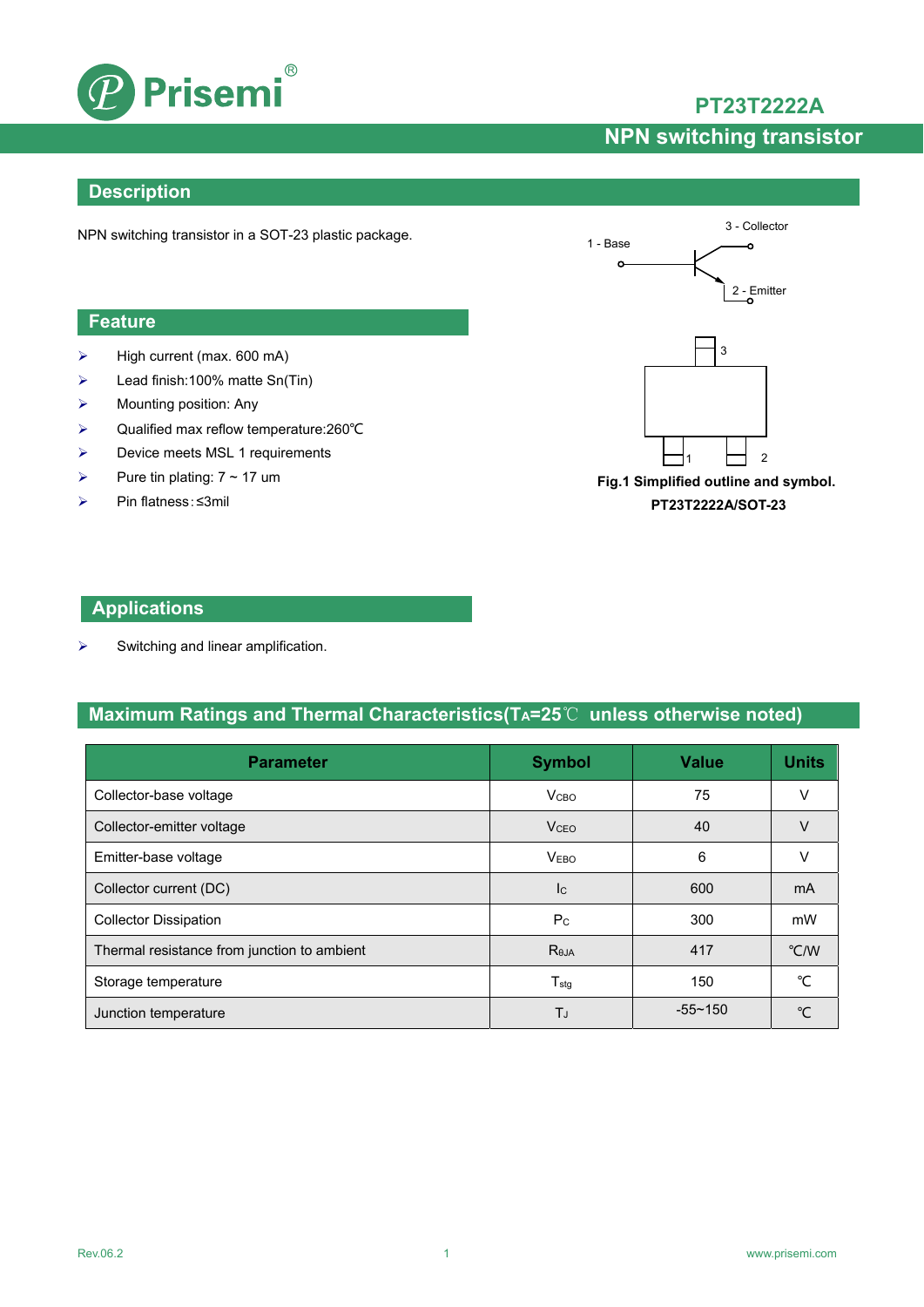# PT23T2222A

## NPN switching transistor

## Description

NPN switching transistor in a SOT-23 plastic package.

3 - Collector

1 - Base

2 - Emitter

Fig.1 Simplified outline and symbol.

PT23T2222A/SOT-23

## Feature

- High current (max. 600 mA)
- Lead finish:100% matte Sn(Tin)
- Mounting position: Any
- Qualified max reflow temperature:260℃
- Device meets MSL 1 requirements
- Pure tin plating: 7 ~ 17 um
- Pin flatness:≤3mil

## Applications

- Switching and linear amplification.

## Maximum Ratings and Thermal Characteristics($T_A$=25℃ unless otherwise noted)

| Parameter | Symbol | Value | Units |
|---|---|---|---|
| Collector-base voltage | $V_{CBO}$ | 75 | V |
| Collector-emitter voltage | $V_{CEO}$ | 40 | V |
| Emitter-base voltage | $V_{EBO}$ | 6 | V |
| Collector current (DC) | $I_C$ | 600 | mA |
| Collector Dissipation | $P_C$ | 300 | mW |
| Thermal resistance from junction to ambient | $R_{\theta JA}$ | 417 | ℃/W |
| Storage temperature | $T_{stg}$ | 150 | ℃ |
| Junction temperature | $T_J$ | -55~150 | ℃ |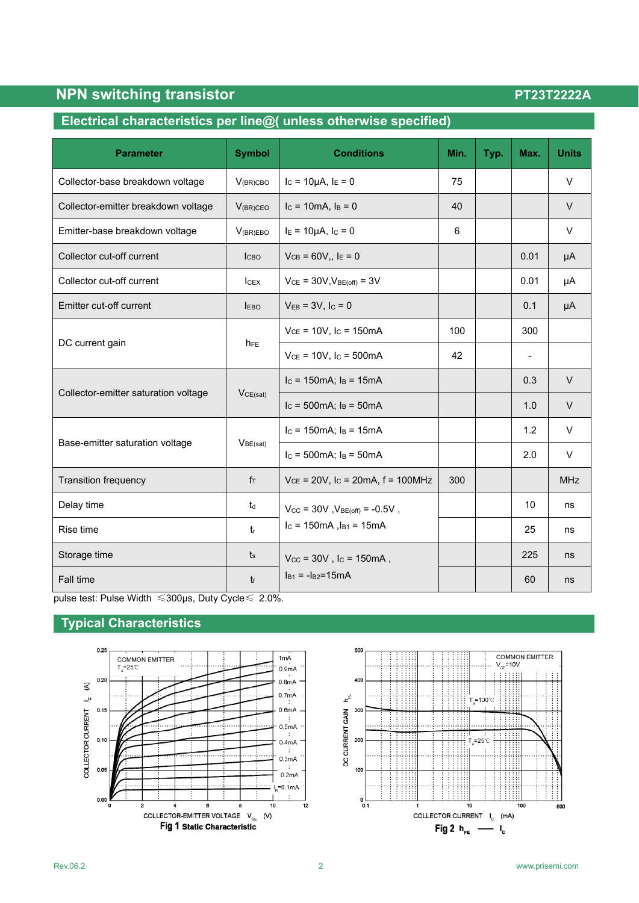## NPN switching transistor

PT23T2222A

### Electrical characteristics per line@( unless otherwise specified)

| Parameter | Symbol | Conditions | Min. | Typ. | Max. | Units |
|---|---|---|---|---|---|---|
| Collector-base breakdown voltage | $V_{(BR)CBO}$ | $I_C$ = 10μA, $I_E$ = 0 | 75 | | | V |
| Collector-emitter breakdown voltage | $V_{(BR)CEO}$ | $I_C$ = 10mA, $I_B$ = 0 | 40 | | | V |
| Emitter-base breakdown voltage | $V_{(BR)EBO}$ | $I_E$ = 10μA, $I_C$ = 0 | 6 | | | V |
| Collector cut-off current | $I_{CBO}$ | $V_{CB}$ = 60V,, $I_E$ = 0 | | | 0.01 | μA |
| Collector cut-off current | $I_{CEX}$ | $V_{CE}$ = 30V,$V_{BE(off)}$ = 3V | | | 0.01 | μA |
| Emitter cut-off current | $I_{EBO}$ | $V_{EB}$ = 3V, $I_C$ = 0 | | | 0.1 | μA |
| DC current gain | $h_{FE}$ | $V_{CE}$ = 10V, $I_C$ = 150mA | 100 | | 300 | |
| | | $V_{CE}$ = 10V, $I_C$ = 500mA | 42 | | - | |
| Collector-emitter saturation voltage | $V_{CE(sat)}$ | $I_C$ = 150mA; $I_B$ = 15mA | | | 0.3 | V |
| | | $I_C$ = 500mA; $I_B$ = 50mA | | | 1.0 | V |
| Base-emitter saturation voltage | $V_{BE(sat)}$ | $I_C$ = 150mA; $I_B$ = 15mA | | | 1.2 | V |
| | | $I_C$ = 500mA; $I_B$ = 50mA | | | 2.0 | V |
| Transition frequency | $f_T$ | $V_{CE}$ = 20V, $I_C$ = 20mA, f = 100MHz | 300 | | | MHz |
| Delay time | $t_d$ | $V_{CC}$ = 30V ,$V_{BE(off)}$ = -0.5V , $I_C$ = 150mA ,$I_{B1}$ = 15mA | | | 10 | ns |
| Rise time | $t_r$ | | | | 25 | ns |
| Storage time | $t_s$ | $V_{CC}$ = 30V , $I_C$ = 150mA , $I_{B1}$ = -$I_{B2}$=15mA | | | 225 | ns |
| Fall time | $t_f$ | | | | 60 | ns |

pulse test: Pulse Width ≤300μs, Duty Cycle≤ 2.0%.

### Typical Characteristics

Fig 1 Static Characteristic

Fig 2 $h_{FE}$ — $I_C$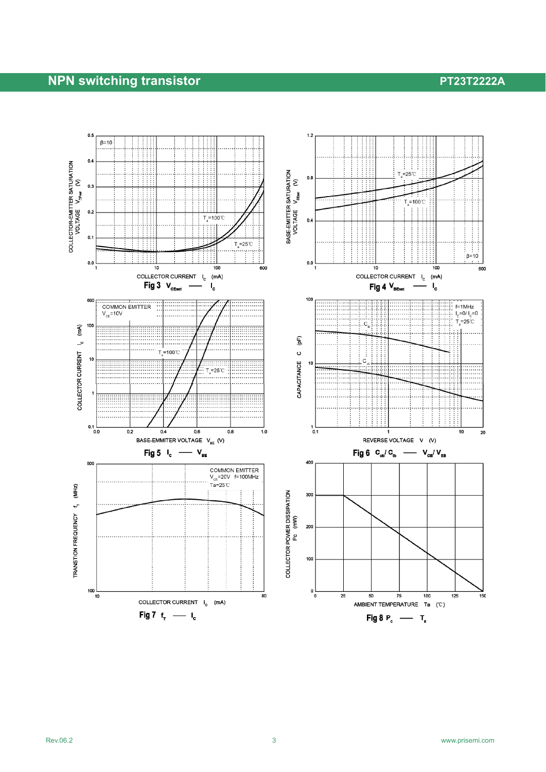Fig 3 $V_{CEsat}$ — $I_C$

Fig 4 $V_{BEsat}$ — $I_C$

Fig 5 $I_C$ — $V_{BE}$

Fig 6 $C_{ob}$/ $C_{ib}$ — $V_{CB}$/ $V_{EB}$

Fig 7 $f_T$ — $I_C$

Fig 8 $P_C$ — $T_a$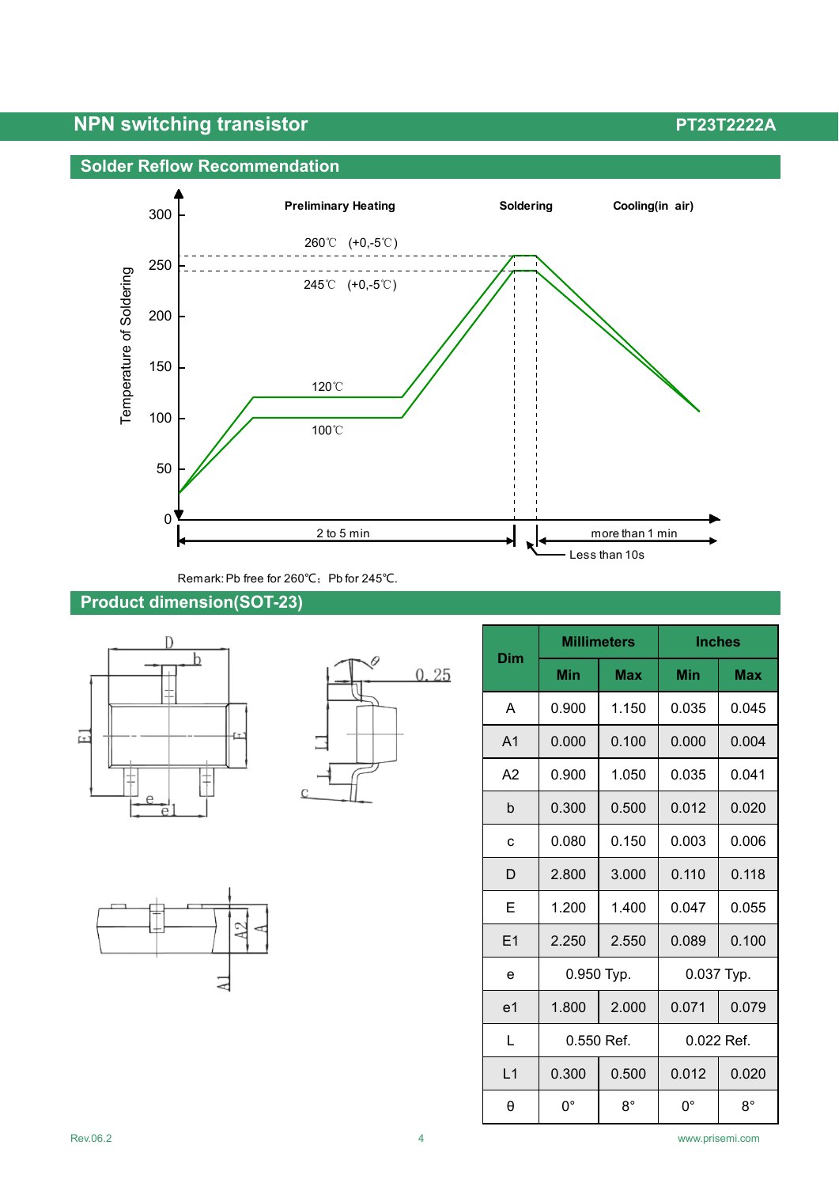## Solder Reflow Recommendation

Preliminary Heating — Soldering — Cooling(in air)

260℃ (+0,-5℃)

245℃ (+0,-5℃)

120℃

100℃

Temperature of Soldering

2 to 5 min — more than 1 min — Less than 10s

Remark: Pb free for 260℃; Pb for 245℃.

## Product dimension(SOT-23)

| Dim | Millimeters | | Inches | |
|---|---|---|---|---|
| | Min | Max | Min | Max |
| A | 0.900 | 1.150 | 0.035 | 0.045 |
| A1 | 0.000 | 0.100 | 0.000 | 0.004 |
| A2 | 0.900 | 1.050 | 0.035 | 0.041 |
| b | 0.300 | 0.500 | 0.012 | 0.020 |
| c | 0.080 | 0.150 | 0.003 | 0.006 |
| D | 2.800 | 3.000 | 0.110 | 0.118 |
| E | 1.200 | 1.400 | 0.047 | 0.055 |
| E1 | 2.250 | 2.550 | 0.089 | 0.100 |
| e | 0.950 Typ. | | 0.037 Typ. | |
| e1 | 1.800 | 2.000 | 0.071 | 0.079 |
| L | 0.550 Ref. | | 0.022 Ref. | |
| L1 | 0.300 | 0.500 | 0.012 | 0.020 |
| θ | 0° | 8° | 0° | 8° |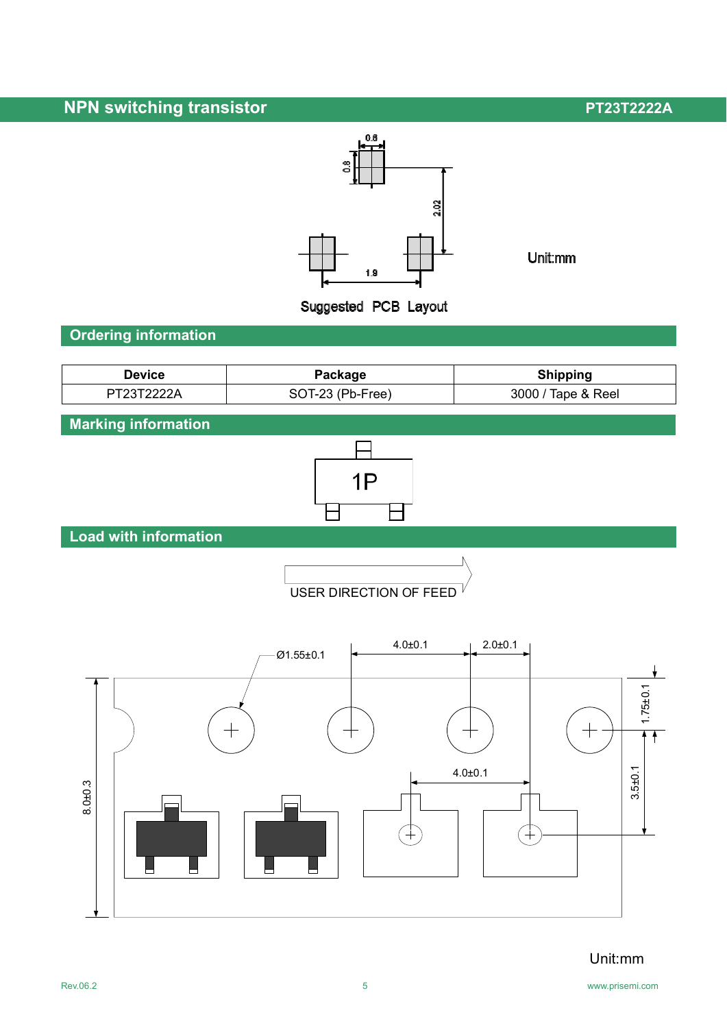**Suggested PCB Layout**

Unit:mm

## Ordering information

| Device | Package | Shipping |
|---|---|---|
| PT23T2222A | SOT-23 (Pb-Free) | 3000 / Tape & Reel |

## Marking information

1P

## Load with information

USER DIRECTION OF FEED

Unit:mm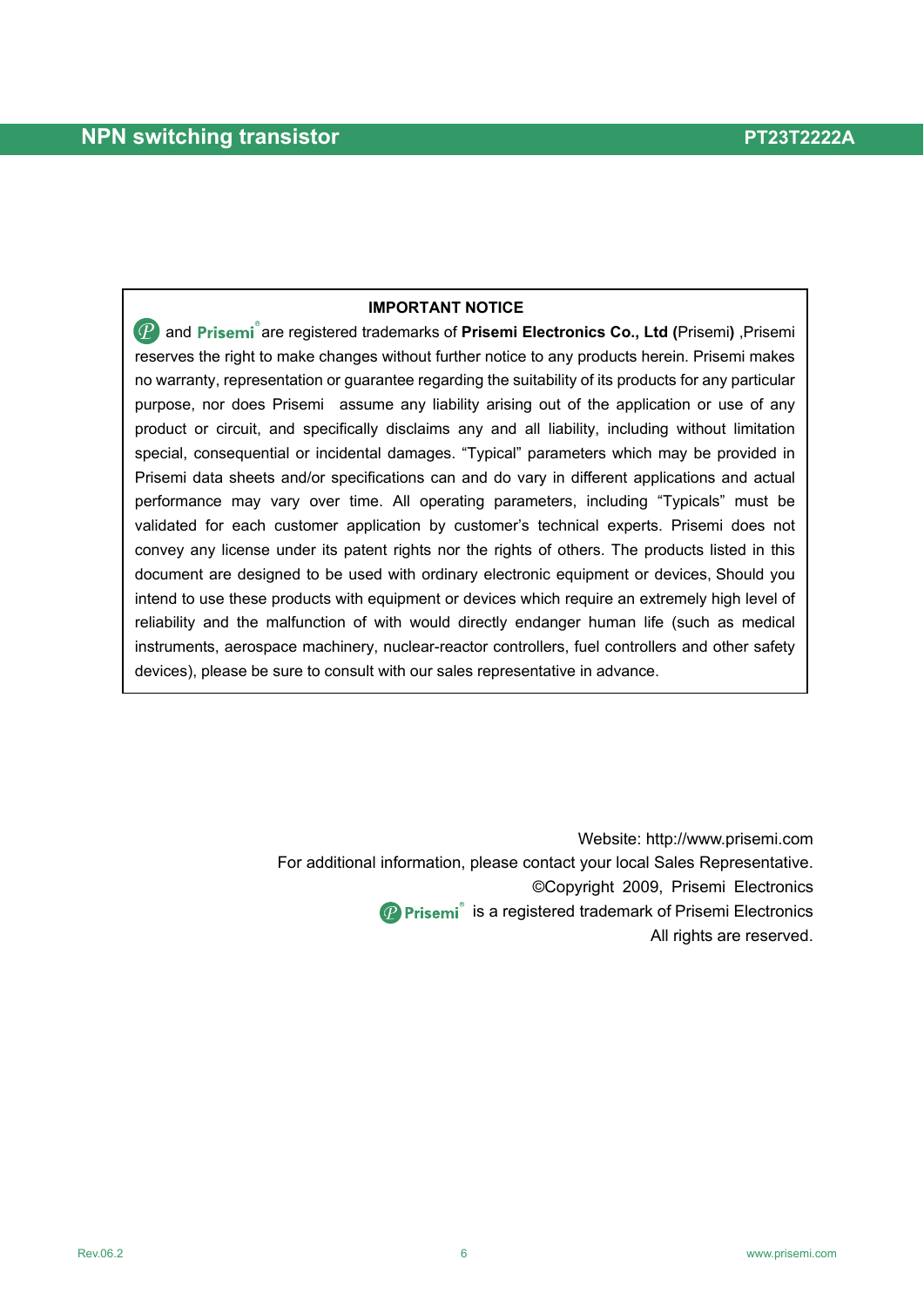## IMPORTANT NOTICE

and Prisemi® are registered trademarks of **Prisemi Electronics Co., Ltd (**Prisemi**)** ,Prisemi reserves the right to make changes without further notice to any products herein. Prisemi makes no warranty, representation or guarantee regarding the suitability of its products for any particular purpose, nor does Prisemi assume any liability arising out of the application or use of any product or circuit, and specifically disclaims any and all liability, including without limitation special, consequential or incidental damages. "Typical" parameters which may be provided in Prisemi data sheets and/or specifications can and do vary in different applications and actual performance may vary over time. All operating parameters, including "Typicals" must be validated for each customer application by customer's technical experts. Prisemi does not convey any license under its patent rights nor the rights of others. The products listed in this document are designed to be used with ordinary electronic equipment or devices, Should you intend to use these products with equipment or devices which require an extremely high level of reliability and the malfunction of with would directly endanger human life (such as medical instruments, aerospace machinery, nuclear-reactor controllers, fuel controllers and other safety devices), please be sure to consult with our sales representative in advance.

Website: http://www.prisemi.com

For additional information, please contact your local Sales Representative.

©Copyright 2009, Prisemi Electronics

Prisemi® is a registered trademark of Prisemi Electronics

All rights are reserved.